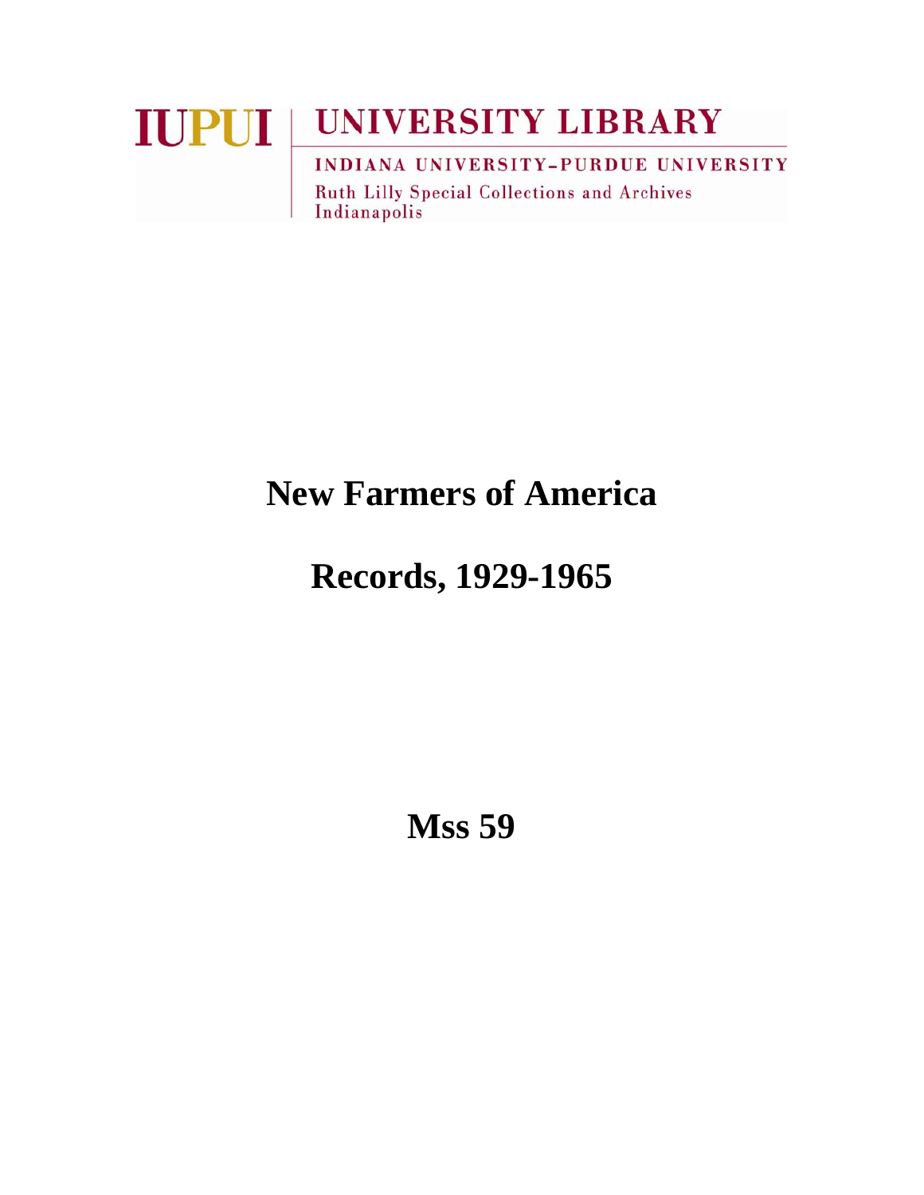**IUPUI** | **UNIVERSITY LIBRARY**

INDIANA UNIVERSITY–PURDUE UNIVERSITY

Ruth Lilly Special Collections and Archives

Indianapolis

# New Farmers of America

# Records, 1929-1965

# Mss 59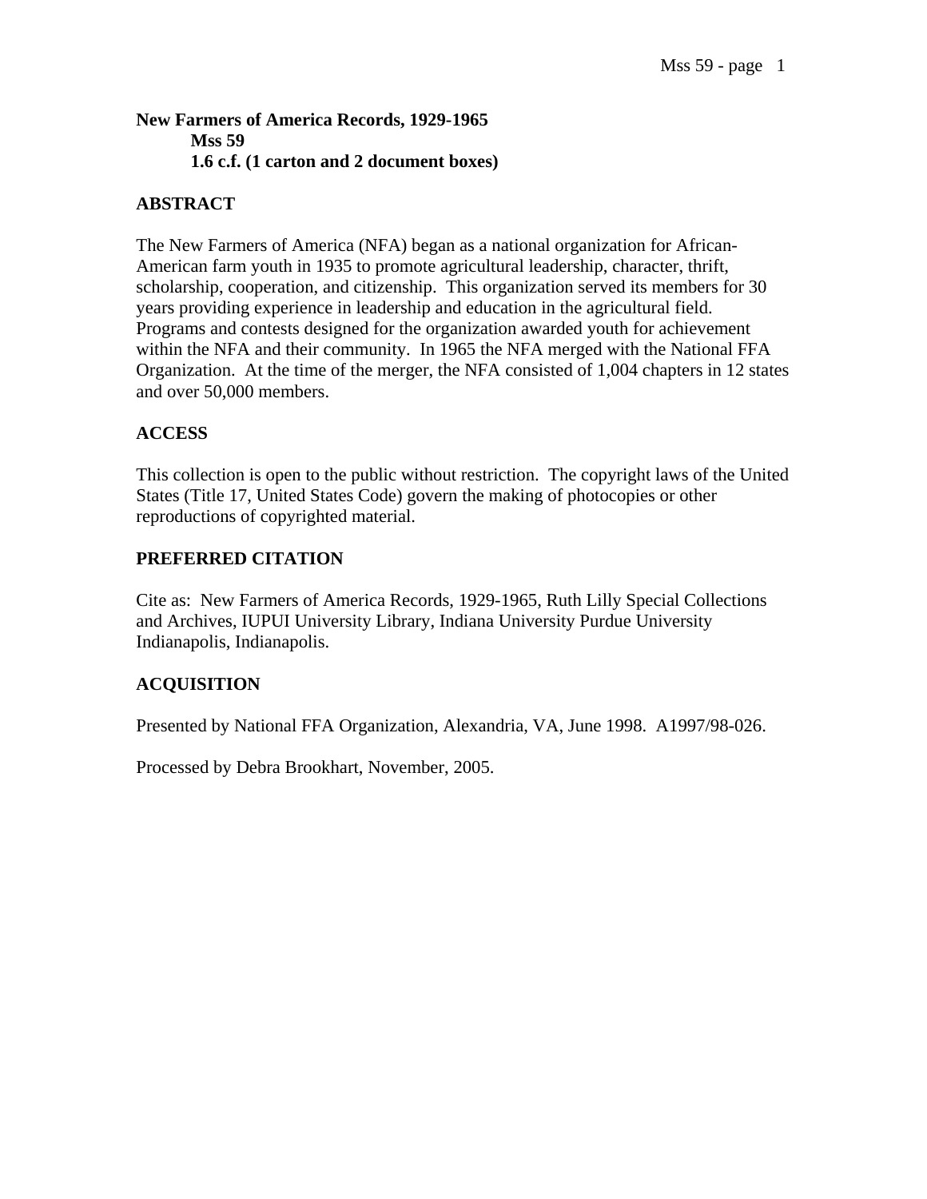**New Farmers of America Records, 1929-1965**
**Mss 59**
**1.6 c.f. (1 carton and 2 document boxes)**

## ABSTRACT

The New Farmers of America (NFA) began as a national organization for African-American farm youth in 1935 to promote agricultural leadership, character, thrift, scholarship, cooperation, and citizenship. This organization served its members for 30 years providing experience in leadership and education in the agricultural field. Programs and contests designed for the organization awarded youth for achievement within the NFA and their community. In 1965 the NFA merged with the National FFA Organization. At the time of the merger, the NFA consisted of 1,004 chapters in 12 states and over 50,000 members.

## ACCESS

This collection is open to the public without restriction. The copyright laws of the United States (Title 17, United States Code) govern the making of photocopies or other reproductions of copyrighted material.

## PREFERRED CITATION

Cite as: New Farmers of America Records, 1929-1965, Ruth Lilly Special Collections and Archives, IUPUI University Library, Indiana University Purdue University Indianapolis, Indianapolis.

## ACQUISITION

Presented by National FFA Organization, Alexandria, VA, June 1998. A1997/98-026.

Processed by Debra Brookhart, November, 2005.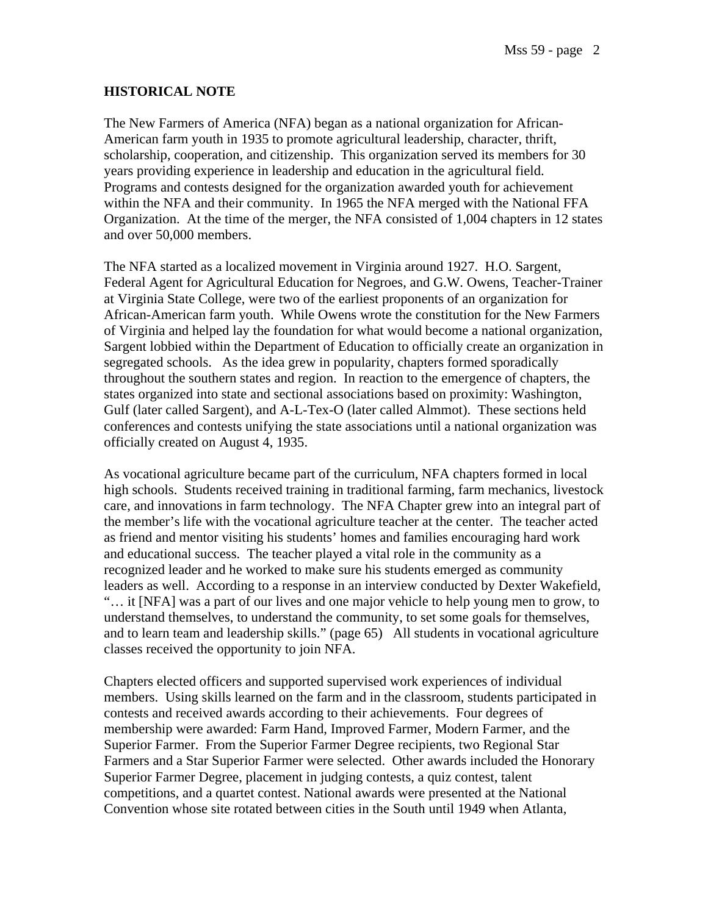## HISTORICAL NOTE

The New Farmers of America (NFA) began as a national organization for African-American farm youth in 1935 to promote agricultural leadership, character, thrift, scholarship, cooperation, and citizenship. This organization served its members for 30 years providing experience in leadership and education in the agricultural field. Programs and contests designed for the organization awarded youth for achievement within the NFA and their community. In 1965 the NFA merged with the National FFA Organization. At the time of the merger, the NFA consisted of 1,004 chapters in 12 states and over 50,000 members.

The NFA started as a localized movement in Virginia around 1927. H.O. Sargent, Federal Agent for Agricultural Education for Negroes, and G.W. Owens, Teacher-Trainer at Virginia State College, were two of the earliest proponents of an organization for African-American farm youth. While Owens wrote the constitution for the New Farmers of Virginia and helped lay the foundation for what would become a national organization, Sargent lobbied within the Department of Education to officially create an organization in segregated schools. As the idea grew in popularity, chapters formed sporadically throughout the southern states and region. In reaction to the emergence of chapters, the states organized into state and sectional associations based on proximity: Washington, Gulf (later called Sargent), and A-L-Tex-O (later called Almmot). These sections held conferences and contests unifying the state associations until a national organization was officially created on August 4, 1935.

As vocational agriculture became part of the curriculum, NFA chapters formed in local high schools. Students received training in traditional farming, farm mechanics, livestock care, and innovations in farm technology. The NFA Chapter grew into an integral part of the member's life with the vocational agriculture teacher at the center. The teacher acted as friend and mentor visiting his students' homes and families encouraging hard work and educational success. The teacher played a vital role in the community as a recognized leader and he worked to make sure his students emerged as community leaders as well. According to a response in an interview conducted by Dexter Wakefield, "… it [NFA] was a part of our lives and one major vehicle to help young men to grow, to understand themselves, to understand the community, to set some goals for themselves, and to learn team and leadership skills." (page 65) All students in vocational agriculture classes received the opportunity to join NFA.

Chapters elected officers and supported supervised work experiences of individual members. Using skills learned on the farm and in the classroom, students participated in contests and received awards according to their achievements. Four degrees of membership were awarded: Farm Hand, Improved Farmer, Modern Farmer, and the Superior Farmer. From the Superior Farmer Degree recipients, two Regional Star Farmers and a Star Superior Farmer were selected. Other awards included the Honorary Superior Farmer Degree, placement in judging contests, a quiz contest, talent competitions, and a quartet contest. National awards were presented at the National Convention whose site rotated between cities in the South until 1949 when Atlanta,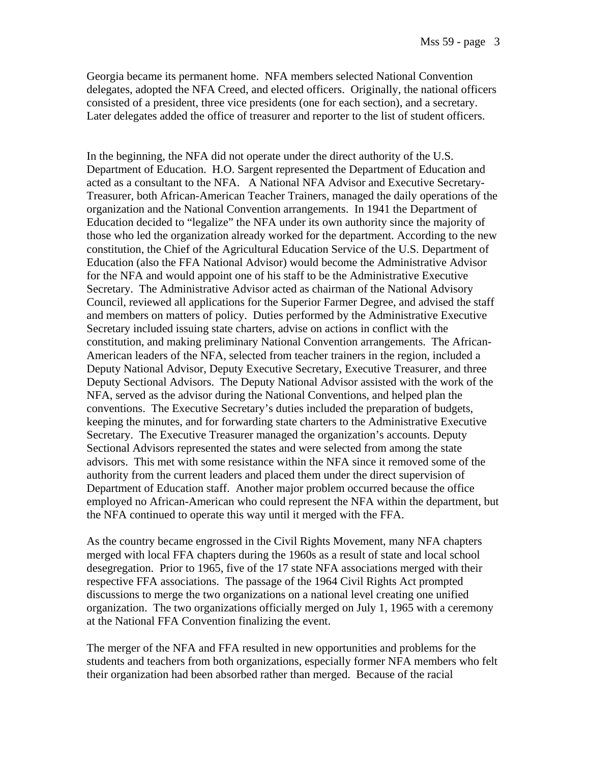Georgia became its permanent home. NFA members selected National Convention delegates, adopted the NFA Creed, and elected officers. Originally, the national officers consisted of a president, three vice presidents (one for each section), and a secretary. Later delegates added the office of treasurer and reporter to the list of student officers.

In the beginning, the NFA did not operate under the direct authority of the U.S. Department of Education. H.O. Sargent represented the Department of Education and acted as a consultant to the NFA. A National NFA Advisor and Executive Secretary-Treasurer, both African-American Teacher Trainers, managed the daily operations of the organization and the National Convention arrangements. In 1941 the Department of Education decided to "legalize" the NFA under its own authority since the majority of those who led the organization already worked for the department. According to the new constitution, the Chief of the Agricultural Education Service of the U.S. Department of Education (also the FFA National Advisor) would become the Administrative Advisor for the NFA and would appoint one of his staff to be the Administrative Executive Secretary. The Administrative Advisor acted as chairman of the National Advisory Council, reviewed all applications for the Superior Farmer Degree, and advised the staff and members on matters of policy. Duties performed by the Administrative Executive Secretary included issuing state charters, advise on actions in conflict with the constitution, and making preliminary National Convention arrangements. The African-American leaders of the NFA, selected from teacher trainers in the region, included a Deputy National Advisor, Deputy Executive Secretary, Executive Treasurer, and three Deputy Sectional Advisors. The Deputy National Advisor assisted with the work of the NFA, served as the advisor during the National Conventions, and helped plan the conventions. The Executive Secretary's duties included the preparation of budgets, keeping the minutes, and for forwarding state charters to the Administrative Executive Secretary. The Executive Treasurer managed the organization's accounts. Deputy Sectional Advisors represented the states and were selected from among the state advisors. This met with some resistance within the NFA since it removed some of the authority from the current leaders and placed them under the direct supervision of Department of Education staff. Another major problem occurred because the office employed no African-American who could represent the NFA within the department, but the NFA continued to operate this way until it merged with the FFA.

As the country became engrossed in the Civil Rights Movement, many NFA chapters merged with local FFA chapters during the 1960s as a result of state and local school desegregation. Prior to 1965, five of the 17 state NFA associations merged with their respective FFA associations. The passage of the 1964 Civil Rights Act prompted discussions to merge the two organizations on a national level creating one unified organization. The two organizations officially merged on July 1, 1965 with a ceremony at the National FFA Convention finalizing the event.

The merger of the NFA and FFA resulted in new opportunities and problems for the students and teachers from both organizations, especially former NFA members who felt their organization had been absorbed rather than merged. Because of the racial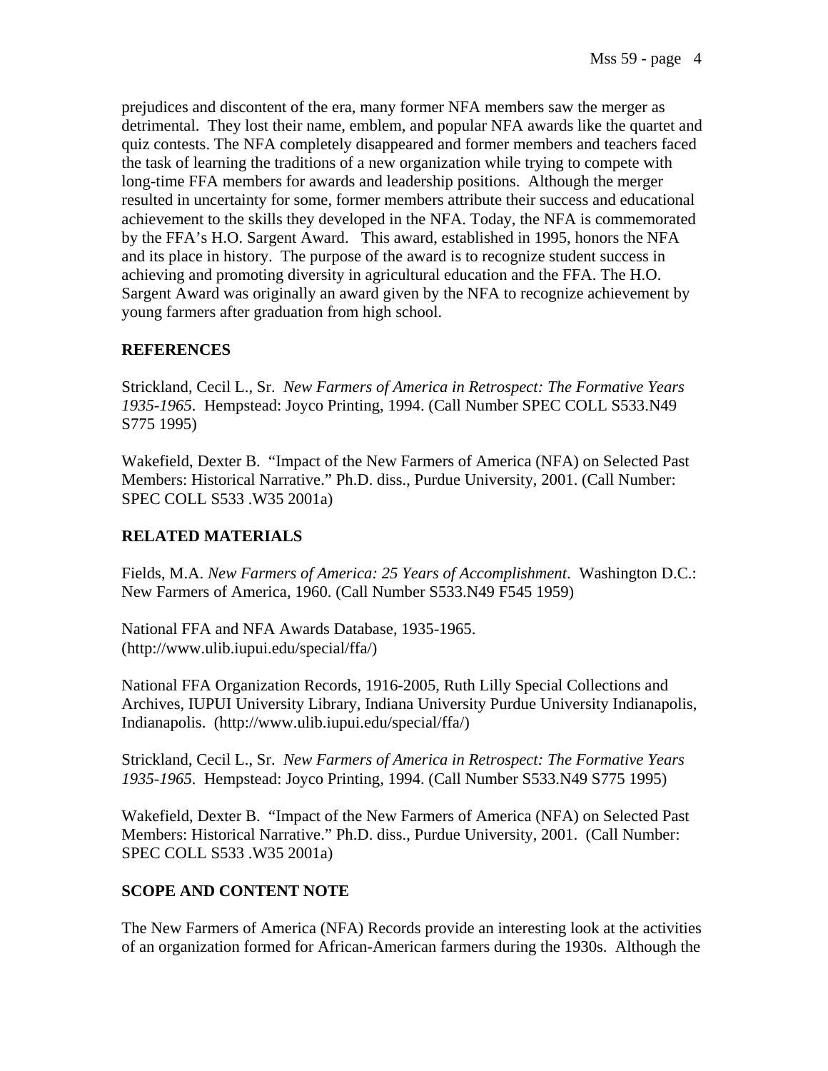prejudices and discontent of the era, many former NFA members saw the merger as detrimental. They lost their name, emblem, and popular NFA awards like the quartet and quiz contests. The NFA completely disappeared and former members and teachers faced the task of learning the traditions of a new organization while trying to compete with long-time FFA members for awards and leadership positions. Although the merger resulted in uncertainty for some, former members attribute their success and educational achievement to the skills they developed in the NFA. Today, the NFA is commemorated by the FFA's H.O. Sargent Award. This award, established in 1995, honors the NFA and its place in history. The purpose of the award is to recognize student success in achieving and promoting diversity in agricultural education and the FFA. The H.O. Sargent Award was originally an award given by the NFA to recognize achievement by young farmers after graduation from high school.

## REFERENCES

Strickland, Cecil L., Sr. *New Farmers of America in Retrospect: The Formative Years 1935-1965*. Hempstead: Joyco Printing, 1994. (Call Number SPEC COLL S533.N49 S775 1995)

Wakefield, Dexter B. "Impact of the New Farmers of America (NFA) on Selected Past Members: Historical Narrative." Ph.D. diss., Purdue University, 2001. (Call Number: SPEC COLL S533 .W35 2001a)

## RELATED MATERIALS

Fields, M.A. *New Farmers of America: 25 Years of Accomplishment*. Washington D.C.: New Farmers of America, 1960. (Call Number S533.N49 F545 1959)

National FFA and NFA Awards Database, 1935-1965. (http://www.ulib.iupui.edu/special/ffa/)

National FFA Organization Records, 1916-2005, Ruth Lilly Special Collections and Archives, IUPUI University Library, Indiana University Purdue University Indianapolis, Indianapolis. (http://www.ulib.iupui.edu/special/ffa/)

Strickland, Cecil L., Sr. *New Farmers of America in Retrospect: The Formative Years 1935-1965*. Hempstead: Joyco Printing, 1994. (Call Number S533.N49 S775 1995)

Wakefield, Dexter B. "Impact of the New Farmers of America (NFA) on Selected Past Members: Historical Narrative." Ph.D. diss., Purdue University, 2001. (Call Number: SPEC COLL S533 .W35 2001a)

## SCOPE AND CONTENT NOTE

The New Farmers of America (NFA) Records provide an interesting look at the activities of an organization formed for African-American farmers during the 1930s. Although the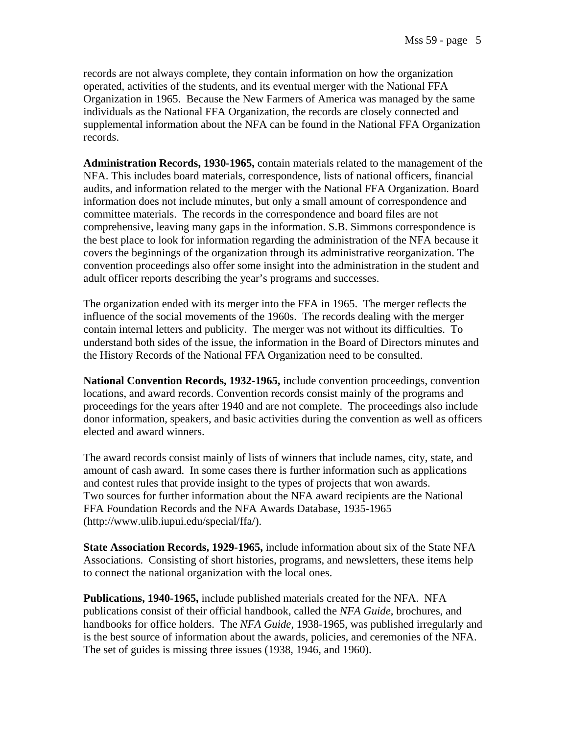records are not always complete, they contain information on how the organization operated, activities of the students, and its eventual merger with the National FFA Organization in 1965. Because the New Farmers of America was managed by the same individuals as the National FFA Organization, the records are closely connected and supplemental information about the NFA can be found in the National FFA Organization records.

**Administration Records, 1930-1965,** contain materials related to the management of the NFA. This includes board materials, correspondence, lists of national officers, financial audits, and information related to the merger with the National FFA Organization. Board information does not include minutes, but only a small amount of correspondence and committee materials. The records in the correspondence and board files are not comprehensive, leaving many gaps in the information. S.B. Simmons correspondence is the best place to look for information regarding the administration of the NFA because it covers the beginnings of the organization through its administrative reorganization. The convention proceedings also offer some insight into the administration in the student and adult officer reports describing the year's programs and successes.

The organization ended with its merger into the FFA in 1965. The merger reflects the influence of the social movements of the 1960s. The records dealing with the merger contain internal letters and publicity. The merger was not without its difficulties. To understand both sides of the issue, the information in the Board of Directors minutes and the History Records of the National FFA Organization need to be consulted.

**National Convention Records, 1932-1965,** include convention proceedings, convention locations, and award records. Convention records consist mainly of the programs and proceedings for the years after 1940 and are not complete. The proceedings also include donor information, speakers, and basic activities during the convention as well as officers elected and award winners.

The award records consist mainly of lists of winners that include names, city, state, and amount of cash award. In some cases there is further information such as applications and contest rules that provide insight to the types of projects that won awards. Two sources for further information about the NFA award recipients are the National FFA Foundation Records and the NFA Awards Database, 1935-1965 (http://www.ulib.iupui.edu/special/ffa/).

**State Association Records, 1929-1965,** include information about six of the State NFA Associations. Consisting of short histories, programs, and newsletters, these items help to connect the national organization with the local ones.

**Publications, 1940-1965,** include published materials created for the NFA. NFA publications consist of their official handbook, called the *NFA Guide*, brochures, and handbooks for office holders. The *NFA Guide*, 1938-1965, was published irregularly and is the best source of information about the awards, policies, and ceremonies of the NFA. The set of guides is missing three issues (1938, 1946, and 1960).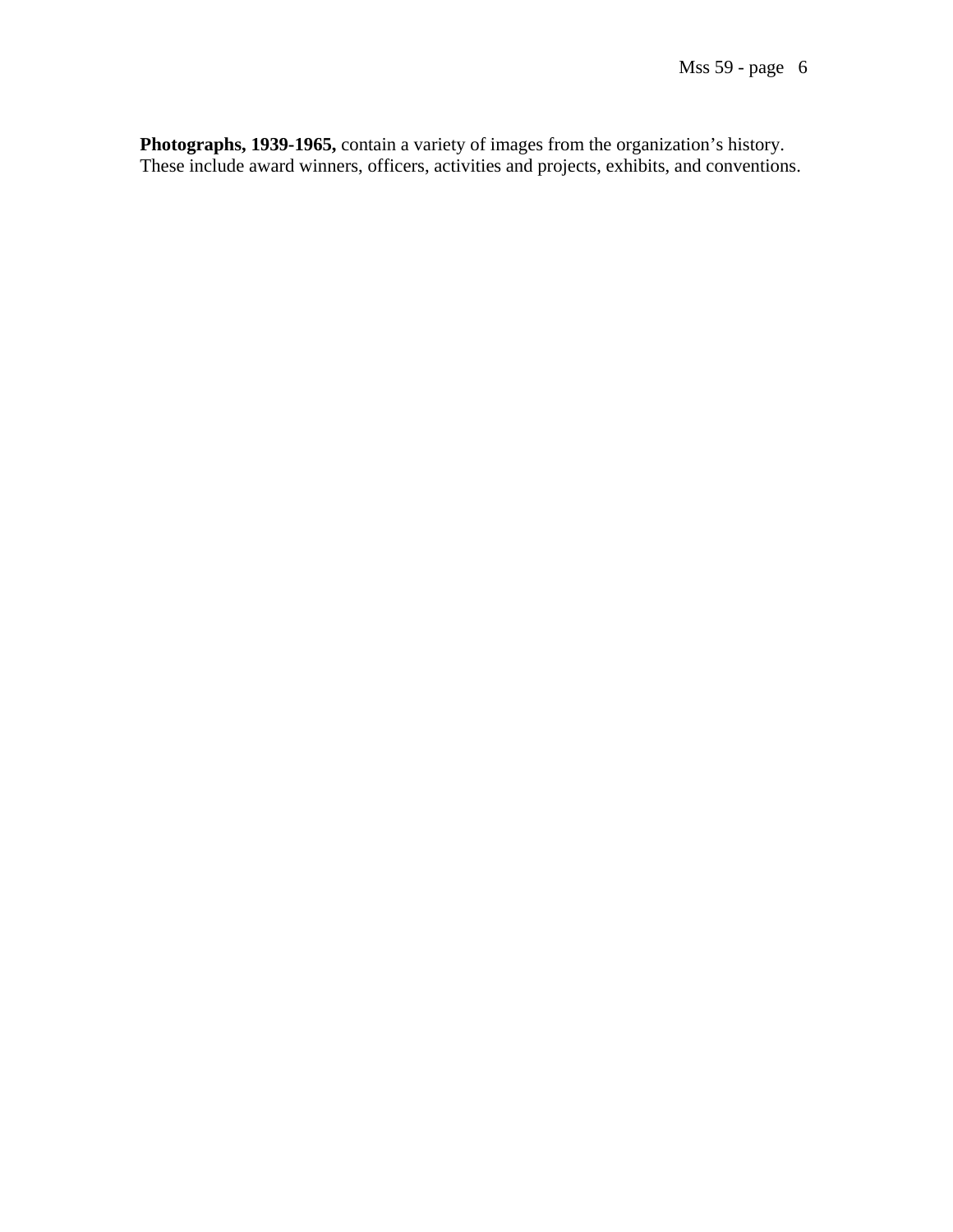**Photographs, 1939-1965,** contain a variety of images from the organization’s history. These include award winners, officers, activities and projects, exhibits, and conventions.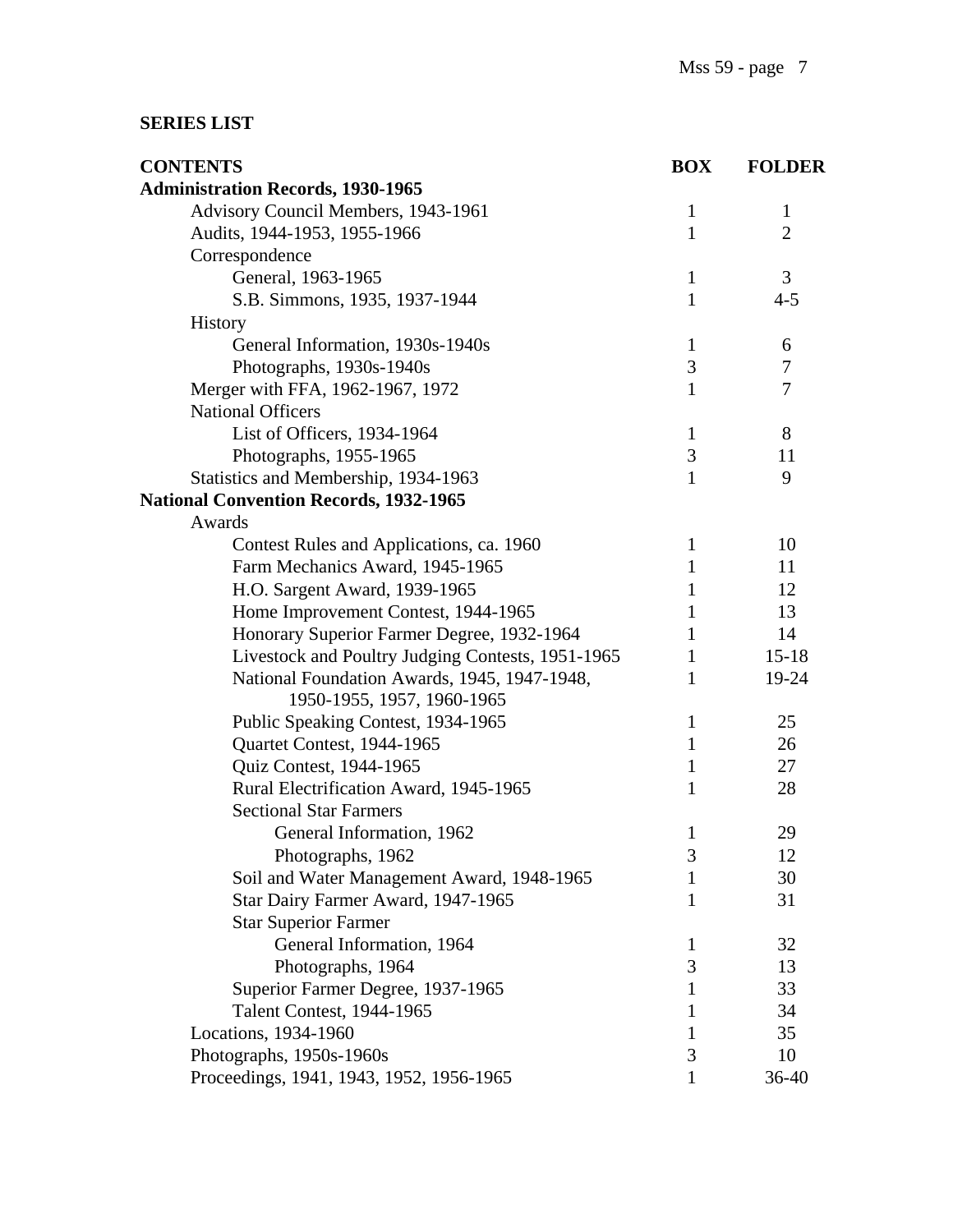## SERIES LIST

| CONTENTS | BOX | FOLDER |
|---|---|---|
| **Administration Records, 1930-1965** | | |
| Advisory Council Members, 1943-1961 | 1 | 1 |
| Audits, 1944-1953, 1955-1966 | 1 | 2 |
| Correspondence | | |
| General, 1963-1965 | 1 | 3 |
| S.B. Simmons, 1935, 1937-1944 | 1 | 4-5 |
| History | | |
| General Information, 1930s-1940s | 1 | 6 |
| Photographs, 1930s-1940s | 3 | 7 |
| Merger with FFA, 1962-1967, 1972 | 1 | 7 |
| National Officers | | |
| List of Officers, 1934-1964 | 1 | 8 |
| Photographs, 1955-1965 | 3 | 11 |
| Statistics and Membership, 1934-1963 | 1 | 9 |
| **National Convention Records, 1932-1965** | | |
| Awards | | |
| Contest Rules and Applications, ca. 1960 | 1 | 10 |
| Farm Mechanics Award, 1945-1965 | 1 | 11 |
| H.O. Sargent Award, 1939-1965 | 1 | 12 |
| Home Improvement Contest, 1944-1965 | 1 | 13 |
| Honorary Superior Farmer Degree, 1932-1964 | 1 | 14 |
| Livestock and Poultry Judging Contests, 1951-1965 | 1 | 15-18 |
| National Foundation Awards, 1945, 1947-1948, 1950-1955, 1957, 1960-1965 | 1 | 19-24 |
| Public Speaking Contest, 1934-1965 | 1 | 25 |
| Quartet Contest, 1944-1965 | 1 | 26 |
| Quiz Contest, 1944-1965 | 1 | 27 |
| Rural Electrification Award, 1945-1965 | 1 | 28 |
| Sectional Star Farmers | | |
| General Information, 1962 | 1 | 29 |
| Photographs, 1962 | 3 | 12 |
| Soil and Water Management Award, 1948-1965 | 1 | 30 |
| Star Dairy Farmer Award, 1947-1965 | 1 | 31 |
| Star Superior Farmer | | |
| General Information, 1964 | 1 | 32 |
| Photographs, 1964 | 3 | 13 |
| Superior Farmer Degree, 1937-1965 | 1 | 33 |
| Talent Contest, 1944-1965 | 1 | 34 |
| Locations, 1934-1960 | 1 | 35 |
| Photographs, 1950s-1960s | 3 | 10 |
| Proceedings, 1941, 1943, 1952, 1956-1965 | 1 | 36-40 |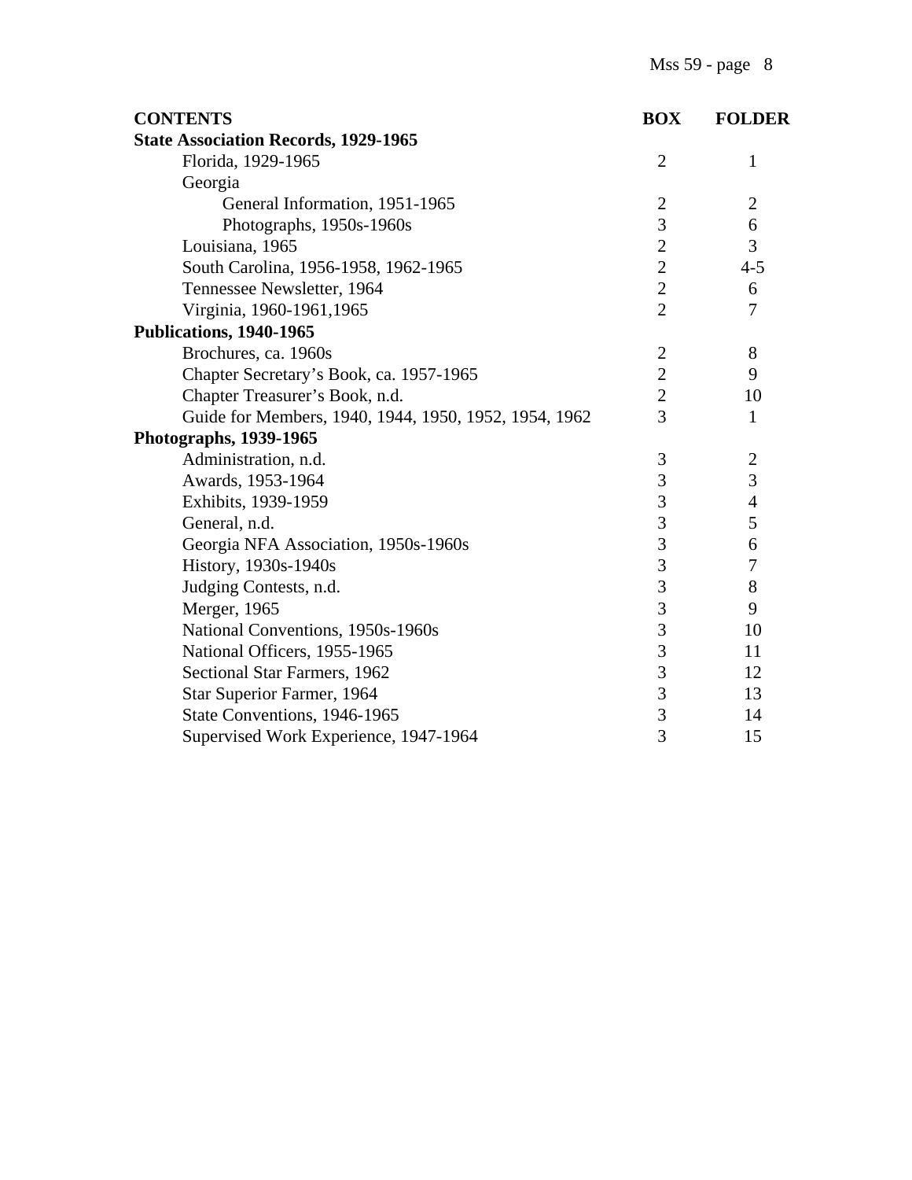| CONTENTS | BOX | FOLDER |
|---|---|---|
| **State Association Records, 1929-1965** | | |
| Florida, 1929-1965 | 2 | 1 |
| Georgia | | |
| General Information, 1951-1965 | 2 | 2 |
| Photographs, 1950s-1960s | 3 | 6 |
| Louisiana, 1965 | 2 | 3 |
| South Carolina, 1956-1958, 1962-1965 | 2 | 4-5 |
| Tennessee Newsletter, 1964 | 2 | 6 |
| Virginia, 1960-1961,1965 | 2 | 7 |
| **Publications, 1940-1965** | | |
| Brochures, ca. 1960s | 2 | 8 |
| Chapter Secretary's Book, ca. 1957-1965 | 2 | 9 |
| Chapter Treasurer's Book, n.d. | 2 | 10 |
| Guide for Members, 1940, 1944, 1950, 1952, 1954, 1962 | 3 | 1 |
| **Photographs, 1939-1965** | | |
| Administration, n.d. | 3 | 2 |
| Awards, 1953-1964 | 3 | 3 |
| Exhibits, 1939-1959 | 3 | 4 |
| General, n.d. | 3 | 5 |
| Georgia NFA Association, 1950s-1960s | 3 | 6 |
| History, 1930s-1940s | 3 | 7 |
| Judging Contests, n.d. | 3 | 8 |
| Merger, 1965 | 3 | 9 |
| National Conventions, 1950s-1960s | 3 | 10 |
| National Officers, 1955-1965 | 3 | 11 |
| Sectional Star Farmers, 1962 | 3 | 12 |
| Star Superior Farmer, 1964 | 3 | 13 |
| State Conventions, 1946-1965 | 3 | 14 |
| Supervised Work Experience, 1947-1964 | 3 | 15 |